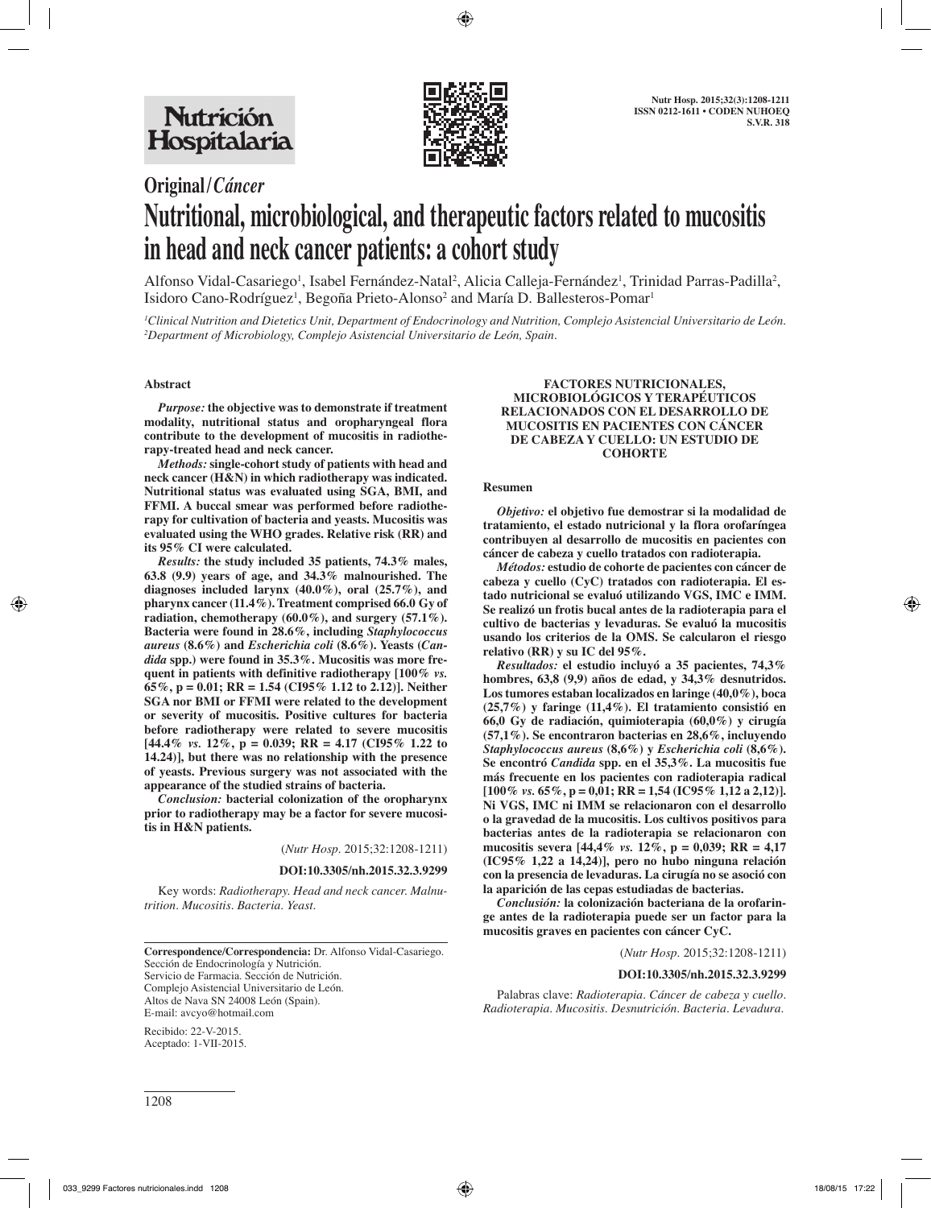**Original/*Cáncer***

# Nutritional, microbiological, and therapeutic factors related to mucositis in head and neck cancer patients: a cohort study

Alfonso Vidal-Casariego[1], Isabel Fernández-Natal[2], Alicia Calleja-Fernández[1], Trinidad Parras-Padilla[2], Isidoro Cano-Rodríguez[1], Begoña Prieto-Alonso[2] and María D. Ballesteros-Pomar[1]

[1]*Clinical Nutrition and Dietetics Unit, Department of Endocrinology and Nutrition, Complejo Asistencial Universitario de León.* [2]*Department of Microbiology, Complejo Asistencial Universitario de León, Spain.*

## Abstract

***Purpose:*** **the objective was to demonstrate if treatment modality, nutritional status and oropharyngeal flora contribute to the development of mucositis in radiotherapy-treated head and neck cancer.**

***Methods:*** **single-cohort study of patients with head and neck cancer (H&N) in which radiotherapy was indicated. Nutritional status was evaluated using SGA, BMI, and FFMI. A buccal smear was performed before radiotherapy for cultivation of bacteria and yeasts. Mucositis was evaluated using the WHO grades. Relative risk (RR) and its 95% CI were calculated.**

***Results:*** **the study included 35 patients, 74.3% males, 63.8 (9.9) years of age, and 34.3% malnourished. The diagnoses included larynx (40.0%), oral (25.7%), and pharynx cancer (11.4%). Treatment comprised 66.0 Gy of radiation, chemotherapy (60.0%), and surgery (57.1%). Bacteria were found in 28.6%, including *Staphylococcus aureus* (8.6%) and *Escherichia coli* (8.6%). Yeasts (*Candida* spp.) were found in 35.3%. Mucositis was more frequent in patients with definitive radiotherapy [100% *vs.* 65%, p = 0.01; RR = 1.54 (CI95% 1.12 to 2.12)]. Neither SGA nor BMI or FFMI were related to the development or severity of mucositis. Positive cultures for bacteria before radiotherapy were related to severe mucositis [44.4% *vs.* 12%, p = 0.039; RR = 4.17 (CI95% 1.22 to 14.24)], but there was no relationship with the presence of yeasts. Previous surgery was not associated with the appearance of the studied strains of bacteria.**

***Conclusion:*** **bacterial colonization of the oropharynx prior to radiotherapy may be a factor for severe mucositis in H&N patients.**

(*Nutr Hosp.* 2015;32:1208-1211)

**DOI:10.3305/nh.2015.32.3.9299**

Key words: *Radiotherapy. Head and neck cancer. Malnutrition. Mucositis. Bacteria. Yeast.*

## FACTORES NUTRICIONALES, MICROBIOLÓGICOS Y TERAPÉUTICOS RELACIONADOS CON EL DESARROLLO DE MUCOSITIS EN PACIENTES CON CÁNCER DE CABEZA Y CUELLO: UN ESTUDIO DE COHORTE

### Resumen

***Objetivo:*** **el objetivo fue demostrar si la modalidad de tratamiento, el estado nutricional y la flora orofaríngea contribuyen al desarrollo de mucositis en pacientes con cáncer de cabeza y cuello tratados con radioterapia.**

***Métodos:*** **estudio de cohorte de pacientes con cáncer de cabeza y cuello (CyC) tratados con radioterapia. El estado nutricional se evaluó utilizando VGS, IMC e IMM. Se realizó un frotis bucal antes de la radioterapia para el cultivo de bacterias y levaduras. Se evaluó la mucositis usando los criterios de la OMS. Se calcularon el riesgo relativo (RR) y su IC del 95%.**

***Resultados:*** **el estudio incluyó a 35 pacientes, 74,3% hombres, 63,8 (9,9) años de edad, y 34,3% desnutridos. Los tumores estaban localizados en laringe (40,0%), boca (25,7%) y faringe (11,4%). El tratamiento consistió en 66,0 Gy de radiación, quimioterapia (60,0%) y cirugía (57,1%). Se encontraron bacterias en 28,6%, incluyendo *Staphylococcus aureus* (8,6%) y *Escherichia coli* (8,6%). Se encontró *Candida* spp. en el 35,3%. La mucositis fue más frecuente en los pacientes con radioterapia radical [100% *vs.* 65%, p = 0,01; RR = 1,54 (IC95% 1,12 a 2,12)]. Ni VGS, IMC ni IMM se relacionaron con el desarrollo o la gravedad de la mucositis. Los cultivos positivos para bacterias antes de la radioterapia se relacionaron con mucositis severa [44,4% *vs.* 12%, p = 0,039; RR = 4,17 (IC95% 1,22 a 14,24)], pero no hubo ninguna relación con la presencia de levaduras. La cirugía no se asoció con la aparición de las cepas estudiadas de bacterias.**

***Conclusión:*** **la colonización bacteriana de la orofaringe antes de la radioterapia puede ser un factor para la mucositis graves en pacientes con cáncer CyC.**

(*Nutr Hosp.* 2015;32:1208-1211)

**DOI:10.3305/nh.2015.32.3.9299**

Palabras clave: *Radioterapia. Cáncer de cabeza y cuello. Radioterapia. Mucositis. Desnutrición. Bacteria. Levadura.*

---

**Correspondence/Correspondencia:** Dr. Alfonso Vidal-Casariego.
Sección de Endocrinología y Nutrición.
Servicio de Farmacia. Sección de Nutrición.
Complejo Asistencial Universitario de León.
Altos de Nava SN 24008 León (Spain).
E-mail: avcyo@hotmail.com

Recibido: 22-V-2015.
Aceptado: 1-VII-2015.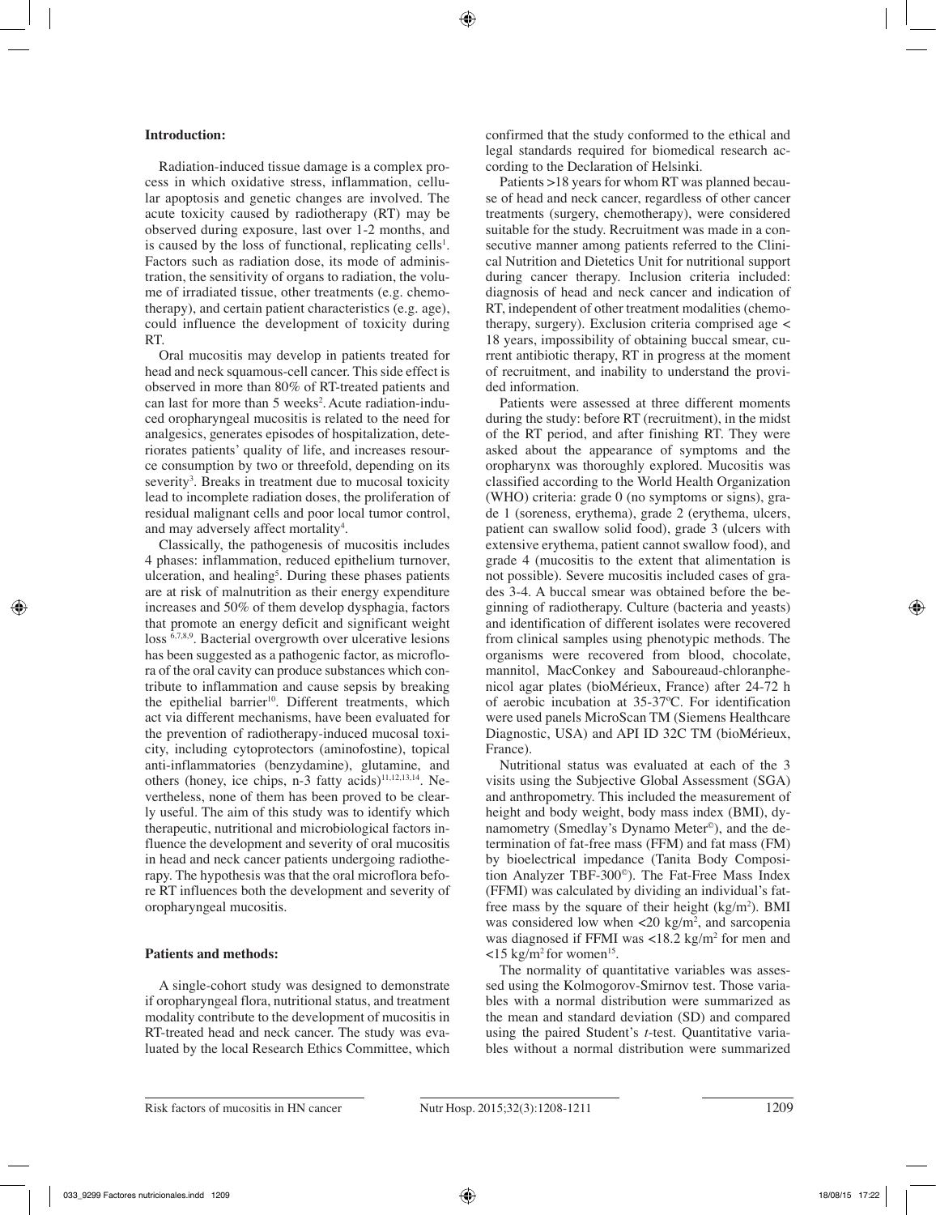## Introduction:

Radiation-induced tissue damage is a complex process in which oxidative stress, inflammation, cellular apoptosis and genetic changes are involved. The acute toxicity caused by radiotherapy (RT) may be observed during exposure, last over 1-2 months, and is caused by the loss of functional, replicating cells[1]. Factors such as radiation dose, its mode of administration, the sensitivity of organs to radiation, the volume of irradiated tissue, other treatments (e.g. chemotherapy), and certain patient characteristics (e.g. age), could influence the development of toxicity during RT.

Oral mucositis may develop in patients treated for head and neck squamous-cell cancer. This side effect is observed in more than 80% of RT-treated patients and can last for more than 5 weeks[2]. Acute radiation-induced oropharyngeal mucositis is related to the need for analgesics, generates episodes of hospitalization, deteriorates patients' quality of life, and increases resource consumption by two or threefold, depending on its severity[3]. Breaks in treatment due to mucosal toxicity lead to incomplete radiation doses, the proliferation of residual malignant cells and poor local tumor control, and may adversely affect mortality[4].

Classically, the pathogenesis of mucositis includes 4 phases: inflammation, reduced epithelium turnover, ulceration, and healing[5]. During these phases patients are at risk of malnutrition as their energy expenditure increases and 50% of them develop dysphagia, factors that promote an energy deficit and significant weight loss [6,7,8,9]. Bacterial overgrowth over ulcerative lesions has been suggested as a pathogenic factor, as microflora of the oral cavity can produce substances which contribute to inflammation and cause sepsis by breaking the epithelial barrier[10]. Different treatments, which act via different mechanisms, have been evaluated for the prevention of radiotherapy-induced mucosal toxicity, including cytoprotectors (aminofostine), topical anti-inflammatories (benzydamine), glutamine, and others (honey, ice chips, n-3 fatty acids)[11,12,13,14]. Nevertheless, none of them has been proved to be clearly useful. The aim of this study was to identify which therapeutic, nutritional and microbiological factors influence the development and severity of oral mucositis in head and neck cancer patients undergoing radiotherapy. The hypothesis was that the oral microflora before RT influences both the development and severity of oropharyngeal mucositis.

## Patients and methods:

A single-cohort study was designed to demonstrate if oropharyngeal flora, nutritional status, and treatment modality contribute to the development of mucositis in RT-treated head and neck cancer. The study was evaluated by the local Research Ethics Committee, which confirmed that the study conformed to the ethical and legal standards required for biomedical research according to the Declaration of Helsinki.

Patients >18 years for whom RT was planned because of head and neck cancer, regardless of other cancer treatments (surgery, chemotherapy), were considered suitable for the study. Recruitment was made in a consecutive manner among patients referred to the Clinical Nutrition and Dietetics Unit for nutritional support during cancer therapy. Inclusion criteria included: diagnosis of head and neck cancer and indication of RT, independent of other treatment modalities (chemotherapy, surgery). Exclusion criteria comprised age < 18 years, impossibility of obtaining buccal smear, current antibiotic therapy, RT in progress at the moment of recruitment, and inability to understand the provided information.

Patients were assessed at three different moments during the study: before RT (recruitment), in the midst of the RT period, and after finishing RT. They were asked about the appearance of symptoms and the oropharynx was thoroughly explored. Mucositis was classified according to the World Health Organization (WHO) criteria: grade 0 (no symptoms or signs), grade 1 (soreness, erythema), grade 2 (erythema, ulcers, patient can swallow solid food), grade 3 (ulcers with extensive erythema, patient cannot swallow food), and grade 4 (mucositis to the extent that alimentation is not possible). Severe mucositis included cases of grades 3-4. A buccal smear was obtained before the beginning of radiotherapy. Culture (bacteria and yeasts) and identification of different isolates were recovered from clinical samples using phenotypic methods. The organisms were recovered from blood, chocolate, mannitol, MacConkey and Saboureaud-chloranphenicol agar plates (bioMérieux, France) after 24-72 h of aerobic incubation at 35-37ºC. For identification were used panels MicroScan TM (Siemens Healthcare Diagnostic, USA) and API ID 32C TM (bioMérieux, France).

Nutritional status was evaluated at each of the 3 visits using the Subjective Global Assessment (SGA) and anthropometry. This included the measurement of height and body weight, body mass index (BMI), dynamometry (Smedlay's Dynamo Meter©), and the determination of fat-free mass (FFM) and fat mass (FM) by bioelectrical impedance (Tanita Body Composition Analyzer TBF-300©). The Fat-Free Mass Index (FFMI) was calculated by dividing an individual's fat-free mass by the square of their height (kg/m$^2$). BMI was considered low when <20 kg/m$^2$, and sarcopenia was diagnosed if FFMI was <18.2 kg/m$^2$ for men and <15 kg/m$^2$ for women[15].

The normality of quantitative variables was assessed using the Kolmogorov-Smirnov test. Those variables with a normal distribution were summarized as the mean and standard deviation (SD) and compared using the paired Student's *t*-test. Quantitative variables without a normal distribution were summarized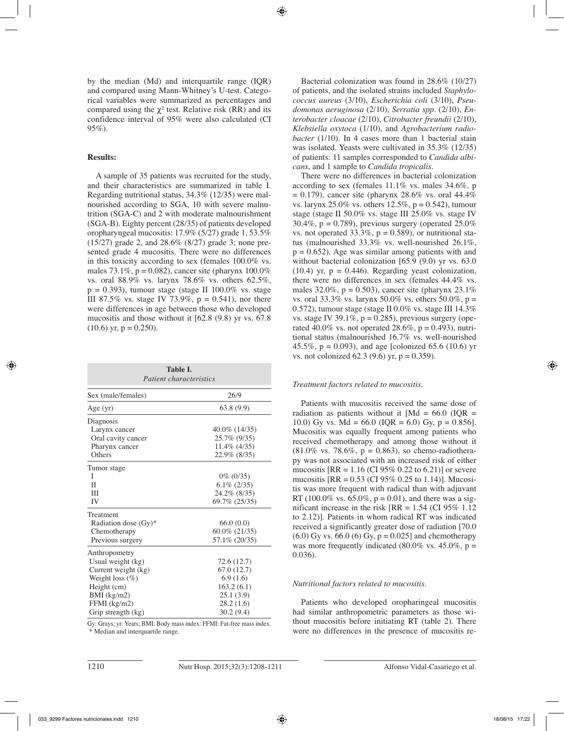by the median (Md) and interquartile range (IQR) and compared using Mann-Whitney's U-test. Categorical variables were summarized as percentages and compared using the $\chi^2$ test. Relative risk (RR) and its confidence interval of 95% were also calculated (CI 95%).

## Results:

A sample of 35 patients was recruited for the study, and their characteristics are summarized in table I. Regarding nutritional status, 34.3% (12/35) were malnourished according to SGA, 10 with severe malnutrition (SGA-C) and 2 with moderate malnourishment (SGA-B). Eighty percent (28/35) of patients developed oropharyngeal mucositis: 17.9% (5/27) grade 1, 53.5% (15/27) grade 2, and 28.6% (8/27) grade 3; none presented grade 4 mucositis. There were no differences in this toxicity according to sex (females 100.0% vs. males 73.1%, p = 0.082), cancer site (pharynx 100.0% vs. oral 88.9% vs. larynx 78.6% vs. others 62.5%, p = 0.393), tumour stage (stage II 100.0% vs. stage III 87.5% vs. stage IV 73.9%, p = 0.541), nor there were differences in age between those who developed mucositis and those without it [62.8 (9.8) yr vs. 67.8 (10.6) yr, p = 0.250).

**Table I.** *Patient characteristics*

| | |
|---|---|
| Sex (male/females) | 26/9 |
| Age (yr) | 63.8 (9.9) |
| Diagnosis | |
| Larynx cancer | 40.0% (14/35) |
| Oral cavity cancer | 25.7% (9/35) |
| Pharynx cancer | 11.4% (4/35) |
| Others | 22.9% (8/35) |
| Tumor stage | |
| I | 0% (0/35) |
| II | 6.1% (2/35) |
| III | 24.2% (8/35) |
| IV | 69.7% (25/35) |
| Treatment | |
| Radiation dose (Gy)* | 66.0 (0.0) |
| Chemotherapy | 60.0% (21/35) |
| Previous surgery | 57.1% (20/35) |
| Anthropometry | |
| Usual weight (kg) | 72.6 (12.7) |
| Current weight (kg) | 67.0 (12.7) |
| Weight loss (%) | 6.9 (1.6) |
| Height (cm) | 163.2 (6.1) |
| BMI (kg/m2) | 25.1 (3.9) |
| FFMI (kg/m2) | 28.2 (1.6) |
| Grip strength (kg) | 30.2 (9.4) |

Gy: Grays; yr: Years; BMI: Body mass index: FFMI: Fat-free mass index.
* Median and interquartile range.

Bacterial colonization was found in 28.6% (10/27) of patients, and the isolated strains included *Staphylococcus aureus* (3/10), *Escherichia coli* (3/10), *Pseudomonas aeruginosa* (2/10), *Serratia spp*. (2/10), *Enterobacter cloacae* (2/10), *Citrobacter freundii* (2/10), *Klebsiella oxytoca* (1/10), and *Agrobacterium radiobacter* (1/10). In 4 cases more than 1 bacterial stain was isolated. Yeasts were cultivated in 35.3% (12/35) of patients: 11 samples corresponded to *Candida albicans*, and 1 sample to *Candida tropicalis*.

There were no differences in bacterial colonization according to sex (females 11.1% vs. males 34.6%, p = 0.179), cancer site (pharynx 28.6% vs. oral 44.4% vs. larynx 25.0% vs. others 12.5%, p = 0.542), tumour stage (stage II 50.0% vs. stage III 25.0% vs. stage IV 30.4%, p = 0.789), previous surgery (operated 25.0% vs. not operated 33.3%, p = 0.589), or nutritional status (malnourished 33.3% vs. well-nourished 26.1%, p = 0.652). Age was similar among patients with and without bacterial colonization [65.9 (9.0) yr vs. 63.0 (10.4) yr, p = 0.446). Regarding yeast colonization, there were no differences in sex (females 44.4% vs. males 32.0%, p = 0.503), cancer site (pharynx 23.1% vs. oral 33.3% vs. larynx 50.0% vs. others 50.0%, p = 0.572), tumour stage (stage II 0.0% vs. stage III 14.3% vs. stage IV 39.1%, p = 0.285), previous surgery (operated 40.0% vs. not operated 28.6%, p = 0.493), nutritional status (malnourished 16.7% vs. well-nourished 45.5%, p = 0.093), and age [colonized 65.6 (10.6) yr vs. not colonized 62.3 (9.6) yr, p = 0.359).

### *Treatment factors related to mucositis.*

Patients with mucositis received the same dose of radiation as patients without it [Md = 66.0 (IQR = 10.0) Gy vs. Md = 66.0 (IQR = 6.0) Gy, p = 0.856]. Mucositis was equally frequent among patients who received chemotherapy and among those without it (81.0% vs. 78.6%, p = 0.863), so chemo-radiotherapy was not associated with an increased risk of either mucositis [RR = 1.16 (CI 95% 0.22 to 6.21)] or severe mucositis [RR = 0.53 (CI 95% 0.25 to 1.14)]. Mucositis was more frequent with radical than with adjuvant RT (100.0% vs. 65.0%, p = 0.01), and there was a significant increase in the risk [RR = 1.54 (CI 95% 1.12 to 2.12)]. Patients in whom radical RT was indicated received a significantly greater dose of radiation [70.0 (6.0) Gy vs. 66.0 (6) Gy, p = 0.025] and chemotherapy was more frequently indicated (80.0% vs. 45.0%, p = 0.036).

### *Nutritional factors related to mucositis.*

Patients who developed oropharingeal mucositis had similar anthropometric parameters as those without mucositis before initiating RT (table 2). There were no differences in the presence of mucositis re-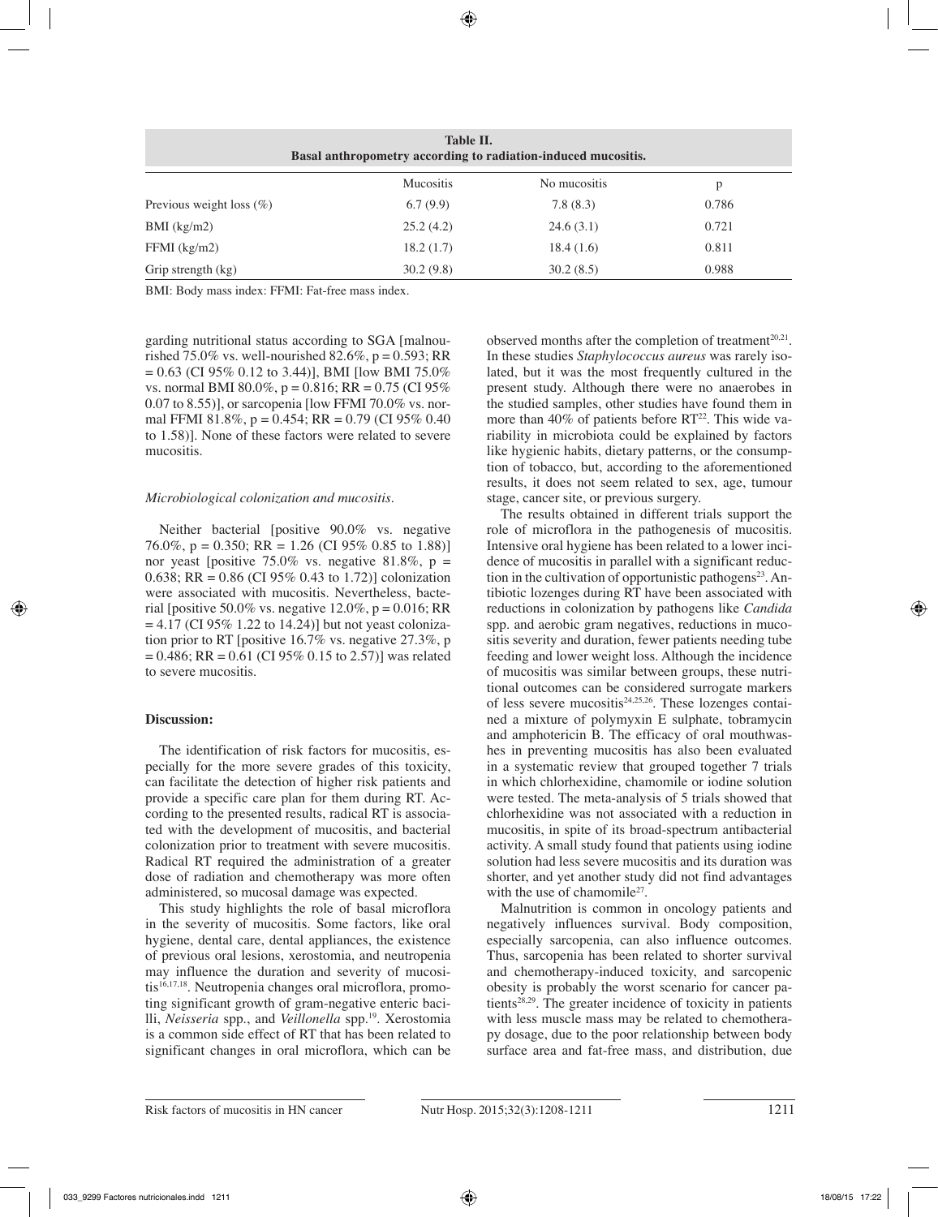**Table II.**
**Basal anthropometry according to radiation-induced mucositis.**

| | Mucositis | No mucositis | p |
|---|---|---|---|
| Previous weight loss (%) | 6.7 (9.9) | 7.8 (8.3) | 0.786 |
| BMI (kg/m2) | 25.2 (4.2) | 24.6 (3.1) | 0.721 |
| FFMI (kg/m2) | 18.2 (1.7) | 18.4 (1.6) | 0.811 |
| Grip strength (kg) | 30.2 (9.8) | 30.2 (8.5) | 0.988 |

BMI: Body mass index: FFMI: Fat-free mass index.

garding nutritional status according to SGA [malnourished 75.0% vs. well-nourished 82.6%, p = 0.593; RR = 0.63 (CI 95% 0.12 to 3.44)], BMI [low BMI 75.0% vs. normal BMI 80.0%, p = 0.816; RR = 0.75 (CI 95% 0.07 to 8.55)], or sarcopenia [low FFMI 70.0% vs. normal FFMI 81.8%, p = 0.454; RR = 0.79 (CI 95% 0.40 to 1.58)]. None of these factors were related to severe mucositis.

*Microbiological colonization and mucositis.*

Neither bacterial [positive 90.0% vs. negative 76.0%, p = 0.350; RR = 1.26 (CI 95% 0.85 to 1.88)] nor yeast [positive 75.0% vs. negative 81.8%, p = 0.638; RR = 0.86 (CI 95% 0.43 to 1.72)] colonization were associated with mucositis. Nevertheless, bacterial [positive 50.0% vs. negative 12.0%, p = 0.016; RR = 4.17 (CI 95% 1.22 to 14.24)] but not yeast colonization prior to RT [positive 16.7% vs. negative 27.3%, p = 0.486; RR = 0.61 (CI 95% 0.15 to 2.57)] was related to severe mucositis.

## Discussion:

The identification of risk factors for mucositis, especially for the more severe grades of this toxicity, can facilitate the detection of higher risk patients and provide a specific care plan for them during RT. According to the presented results, radical RT is associated with the development of mucositis, and bacterial colonization prior to treatment with severe mucositis. Radical RT required the administration of a greater dose of radiation and chemotherapy was more often administered, so mucosal damage was expected.

This study highlights the role of basal microflora in the severity of mucositis. Some factors, like oral hygiene, dental care, dental appliances, the existence of previous oral lesions, xerostomia, and neutropenia may influence the duration and severity of mucositis[16,17,18]. Neutropenia changes oral microflora, promoting significant growth of gram-negative enteric bacilli, *Neisseria* spp., and *Veillonella* spp.[19]. Xerostomia is a common side effect of RT that has been related to significant changes in oral microflora, which can be observed months after the completion of treatment[20,21]. In these studies *Staphylococcus aureus* was rarely isolated, but it was the most frequently cultured in the present study. Although there were no anaerobes in the studied samples, other studies have found them in more than 40% of patients before RT[22]. This wide variability in microbiota could be explained by factors like hygienic habits, dietary patterns, or the consumption of tobacco, but, according to the aforementioned results, it does not seem related to sex, age, tumour stage, cancer site, or previous surgery.

The results obtained in different trials support the role of microflora in the pathogenesis of mucositis. Intensive oral hygiene has been related to a lower incidence of mucositis in parallel with a significant reduction in the cultivation of opportunistic pathogens[23]. Antibiotic lozenges during RT have been associated with reductions in colonization by pathogens like *Candida* spp. and aerobic gram negatives, reductions in mucositis severity and duration, fewer patients needing tube feeding and lower weight loss. Although the incidence of mucositis was similar between groups, these nutritional outcomes can be considered surrogate markers of less severe mucositis[24,25,26]. These lozenges contained a mixture of polymyxin E sulphate, tobramycin and amphotericin B. The efficacy of oral mouthwashes in preventing mucositis has also been evaluated in a systematic review that grouped together 7 trials in which chlorhexidine, chamomile or iodine solution were tested. The meta-analysis of 5 trials showed that chlorhexidine was not associated with a reduction in mucositis, in spite of its broad-spectrum antibacterial activity. A small study found that patients using iodine solution had less severe mucositis and its duration was shorter, and yet another study did not find advantages with the use of chamomile[27].

Malnutrition is common in oncology patients and negatively influences survival. Body composition, especially sarcopenia, can also influence outcomes. Thus, sarcopenia has been related to shorter survival and chemotherapy-induced toxicity, and sarcopenic obesity is probably the worst scenario for cancer patients[28,29]. The greater incidence of toxicity in patients with less muscle mass may be related to chemotherapy dosage, due to the poor relationship between body surface area and fat-free mass, and distribution, due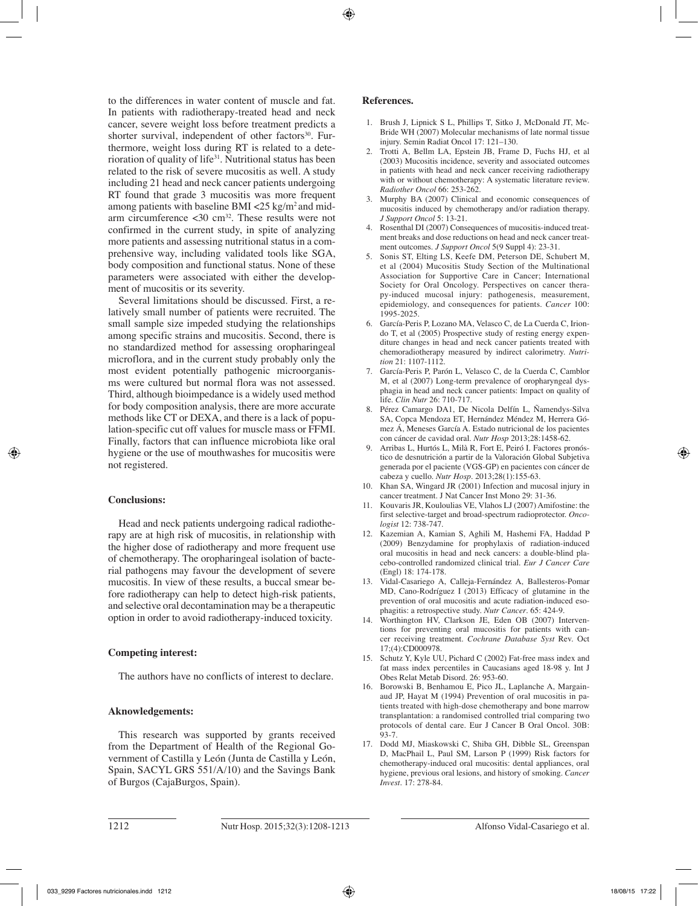to the differences in water content of muscle and fat. In patients with radiotherapy-treated head and neck cancer, severe weight loss before treatment predicts a shorter survival, independent of other factors[30]. Furthermore, weight loss during RT is related to a deterioration of quality of life[31]. Nutritional status has been related to the risk of severe mucositis as well. A study including 21 head and neck cancer patients undergoing RT found that grade 3 mucositis was more frequent among patients with baseline BMI <25 kg/m$^2$ and mid-arm circumference <30 cm[32]. These results were not confirmed in the current study, in spite of analyzing more patients and assessing nutritional status in a comprehensive way, including validated tools like SGA, body composition and functional status. None of these parameters were associated with either the development of mucositis or its severity.

Several limitations should be discussed. First, a relatively small number of patients were recruited. The small sample size impeded studying the relationships among specific strains and mucositis. Second, there is no standardized method for assessing oropharingeal microflora, and in the current study probably only the most evident potentially pathogenic microorganisms were cultured but normal flora was not assessed. Third, although bioimpedance is a widely used method for body composition analysis, there are more accurate methods like CT or DEXA, and there is a lack of population-specific cut off values for muscle mass or FFMI. Finally, factors that can influence microbiota like oral hygiene or the use of mouthwashes for mucositis were not registered.

## Conclusions:

Head and neck patients undergoing radical radiotherapy are at high risk of mucositis, in relationship with the higher dose of radiotherapy and more frequent use of chemotherapy. The oropharingeal isolation of bacterial pathogens may favour the development of severe mucositis. In view of these results, a buccal smear before radiotherapy can help to detect high-risk patients, and selective oral decontamination may be a therapeutic option in order to avoid radiotherapy-induced toxicity.

## Competing interest:

The authors have no conflicts of interest to declare.

## Aknowledgements:

This research was supported by grants received from the Department of Health of the Regional Government of Castilla y León (Junta de Castilla y León, Spain, SACYL GRS 551/A/10) and the Savings Bank of Burgos (CajaBurgos, Spain).

## References.

1. Brush J, Lipnick S L, Phillips T, Sitko J, McDonald JT, McBride WH (2007) Molecular mechanisms of late normal tissue injury. Semin Radiat Oncol 17: 121–130.
2. Trotti A, Bellm LA, Epstein JB, Frame D, Fuchs HJ, et al (2003) Mucositis incidence, severity and associated outcomes in patients with head and neck cancer receiving radiotherapy with or without chemotherapy: A systematic literature review. *Radiother Oncol* 66: 253-262.
3. Murphy BA (2007) Clinical and economic consequences of mucositis induced by chemotherapy and/or radiation therapy. *J Support Oncol* 5: 13-21.
4. Rosenthal DI (2007) Consequences of mucositis-induced treatment breaks and dose reductions on head and neck cancer treatment outcomes. *J Support Oncol* 5(9 Suppl 4): 23-31.
5. Sonis ST, Elting LS, Keefe DM, Peterson DE, Schubert M, et al (2004) Mucositis Study Section of the Multinational Association for Supportive Care in Cancer; International Society for Oral Oncology. Perspectives on cancer therapy-induced mucosal injury: pathogenesis, measurement, epidemiology, and consequences for patients. *Cancer* 100: 1995-2025.
6. García-Peris P, Lozano MA, Velasco C, de La Cuerda C, Iriondo T, et al (2005) Prospective study of resting energy expenditure changes in head and neck cancer patients treated with chemoradiotherapy measured by indirect calorimetry. *Nutrition* 21: 1107-1112.
7. García-Peris P, Parón L, Velasco C, de la Cuerda C, Camblor M, et al (2007) Long-term prevalence of oropharyngeal dysphagia in head and neck cancer patients: Impact on quality of life. *Clin Nutr* 26: 710-717.
8. Pérez Camargo DA1, De Nicola Delfín L, Ñamendys-Silva SA, Copca Mendoza ET, Hernández Méndez M, Herrera Gómez Á, Meneses García A. Estado nutricional de los pacientes con cáncer de cavidad oral. *Nutr Hosp* 2013;28:1458-62.
9. Arribas L, Hurtós L, Milà R, Fort E, Peiró I. Factores pronóstico de desnutrición a partir de la Valoración Global Subjetiva generada por el paciente (VGS-GP) en pacientes con cáncer de cabeza y cuello. *Nutr Hosp*. 2013;28(1):155-63.
10. Khan SA, Wingard JR (2001) Infection and mucosal injury in cancer treatment. J Nat Cancer Inst Mono 29: 31-36.
11. Kouvaris JR, Kouloulias VE, Vlahos LJ (2007) Amifostine: the first selective-target and broad-spectrum radioprotector. *Oncologist* 12: 738-747.
12. Kazemian A, Kamian S, Aghili M, Hashemi FA, Haddad P (2009) Benzydamine for prophylaxis of radiation-induced oral mucositis in head and neck cancers: a double-blind placebo-controlled randomized clinical trial. *Eur J Cancer Care* (Engl) 18: 174-178.
13. Vidal-Casariego A, Calleja-Fernández A, Ballesteros-Pomar MD, Cano-Rodríguez I (2013) Efficacy of glutamine in the prevention of oral mucositis and acute radiation-induced esophagitis: a retrospective study. *Nutr Cancer*. 65: 424-9.
14. Worthington HV, Clarkson JE, Eden OB (2007) Interventions for preventing oral mucositis for patients with cancer receiving treatment. *Cochrane Database Syst* Rev. Oct 17;(4):CD000978.
15. Schutz Y, Kyle UU, Pichard C (2002) Fat-free mass index and fat mass index percentiles in Caucasians aged 18-98 y. Int J Obes Relat Metab Disord. 26: 953-60.
16. Borowski B, Benhamou E, Pico JL, Laplanche A, Margainaud JP, Hayat M (1994) Prevention of oral mucositis in patients treated with high-dose chemotherapy and bone marrow transplantation: a randomised controlled trial comparing two protocols of dental care. Eur J Cancer B Oral Oncol. 30B: 93-7.
17. Dodd MJ, Miaskowski C, Shiba GH, Dibble SL, Greenspan D, MacPhail L, Paul SM, Larson P (1999) Risk factors for chemotherapy-induced oral mucositis: dental appliances, oral hygiene, previous oral lesions, and history of smoking. *Cancer Invest*. 17: 278-84.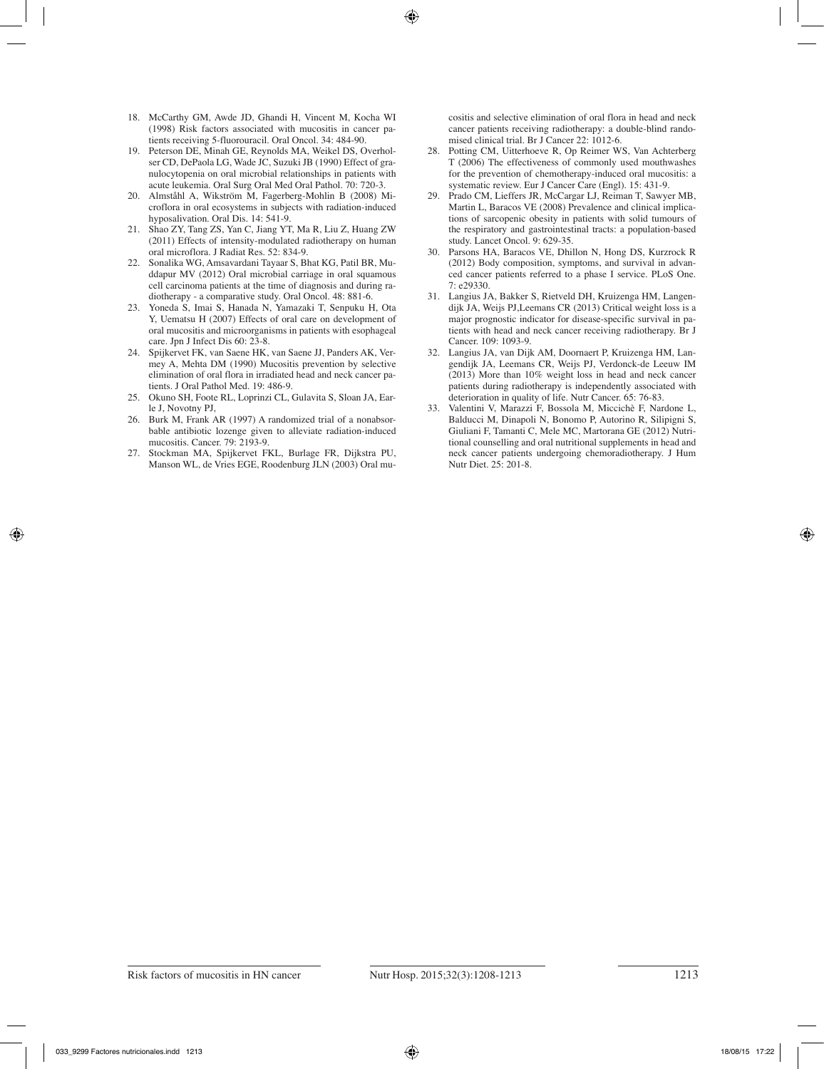18. McCarthy GM, Awde JD, Ghandi H, Vincent M, Kocha WI (1998) Risk factors associated with mucositis in cancer patients receiving 5-fluorouracil. Oral Oncol. 34: 484-90.
19. Peterson DE, Minah GE, Reynolds MA, Weikel DS, Overholser CD, DePaola LG, Wade JC, Suzuki JB (1990) Effect of granulocytopenia on oral microbial relationships in patients with acute leukemia. Oral Surg Oral Med Oral Pathol. 70: 720-3.
20. Almståhl A, Wikström M, Fagerberg-Mohlin B (2008) Microflora in oral ecosystems in subjects with radiation-induced hyposalivation. Oral Dis. 14: 541-9.
21. Shao ZY, Tang ZS, Yan C, Jiang YT, Ma R, Liu Z, Huang ZW (2011) Effects of intensity-modulated radiotherapy on human oral microflora. J Radiat Res. 52: 834-9.
22. Sonalika WG, Amsavardani Tayaar S, Bhat KG, Patil BR, Muddapur MV (2012) Oral microbial carriage in oral squamous cell carcinoma patients at the time of diagnosis and during radiotherapy - a comparative study. Oral Oncol. 48: 881-6.
23. Yoneda S, Imai S, Hanada N, Yamazaki T, Senpuku H, Ota Y, Uematsu H (2007) Effects of oral care on development of oral mucositis and microorganisms in patients with esophageal care. Jpn J Infect Dis 60: 23-8.
24. Spijkervet FK, van Saene HK, van Saene JJ, Panders AK, Vermey A, Mehta DM (1990) Mucositis prevention by selective elimination of oral flora in irradiated head and neck cancer patients. J Oral Pathol Med. 19: 486-9.
25. Okuno SH, Foote RL, Loprinzi CL, Gulavita S, Sloan JA, Earle J, Novotny PJ,
26. Burk M, Frank AR (1997) A randomized trial of a nonabsorbable antibiotic lozenge given to alleviate radiation-induced mucositis. Cancer. 79: 2193-9.
27. Stockman MA, Spijkervet FKL, Burlage FR, Dijkstra PU, Manson WL, de Vries EGE, Roodenburg JLN (2003) Oral mucositis and selective elimination of oral flora in head and neck cancer patients receiving radiotherapy: a double-blind randomised clinical trial. Br J Cancer 22: 1012-6.
28. Potting CM, Uitterhoeve R, Op Reimer WS, Van Achterberg T (2006) The effectiveness of commonly used mouthwashes for the prevention of chemotherapy-induced oral mucositis: a systematic review. Eur J Cancer Care (Engl). 15: 431-9.
29. Prado CM, Lieffers JR, McCargar LJ, Reiman T, Sawyer MB, Martin L, Baracos VE (2008) Prevalence and clinical implications of sarcopenic obesity in patients with solid tumours of the respiratory and gastrointestinal tracts: a population-based study. Lancet Oncol. 9: 629-35.
30. Parsons HA, Baracos VE, Dhillon N, Hong DS, Kurzrock R (2012) Body composition, symptoms, and survival in advanced cancer patients referred to a phase I service. PLoS One. 7: e29330.
31. Langius JA, Bakker S, Rietveld DH, Kruizenga HM, Langendijk JA, Weijs PJ,Leemans CR (2013) Critical weight loss is a major prognostic indicator for disease-specific survival in patients with head and neck cancer receiving radiotherapy. Br J Cancer. 109: 1093-9.
32. Langius JA, van Dijk AM, Doornaert P, Kruizenga HM, Langendijk JA, Leemans CR, Weijs PJ, Verdonck-de Leeuw IM (2013) More than 10% weight loss in head and neck cancer patients during radiotherapy is independently associated with deterioration in quality of life. Nutr Cancer. 65: 76-83.
33. Valentini V, Marazzi F, Bossola M, Micciché F, Nardone L, Balducci M, Dinapoli N, Bonomo P, Autorino R, Silipigni S, Giuliani F, Tamanti C, Mele MC, Martorana GE (2012) Nutritional counselling and oral nutritional supplements in head and neck cancer patients undergoing chemoradiotherapy. J Hum Nutr Diet. 25: 201-8.